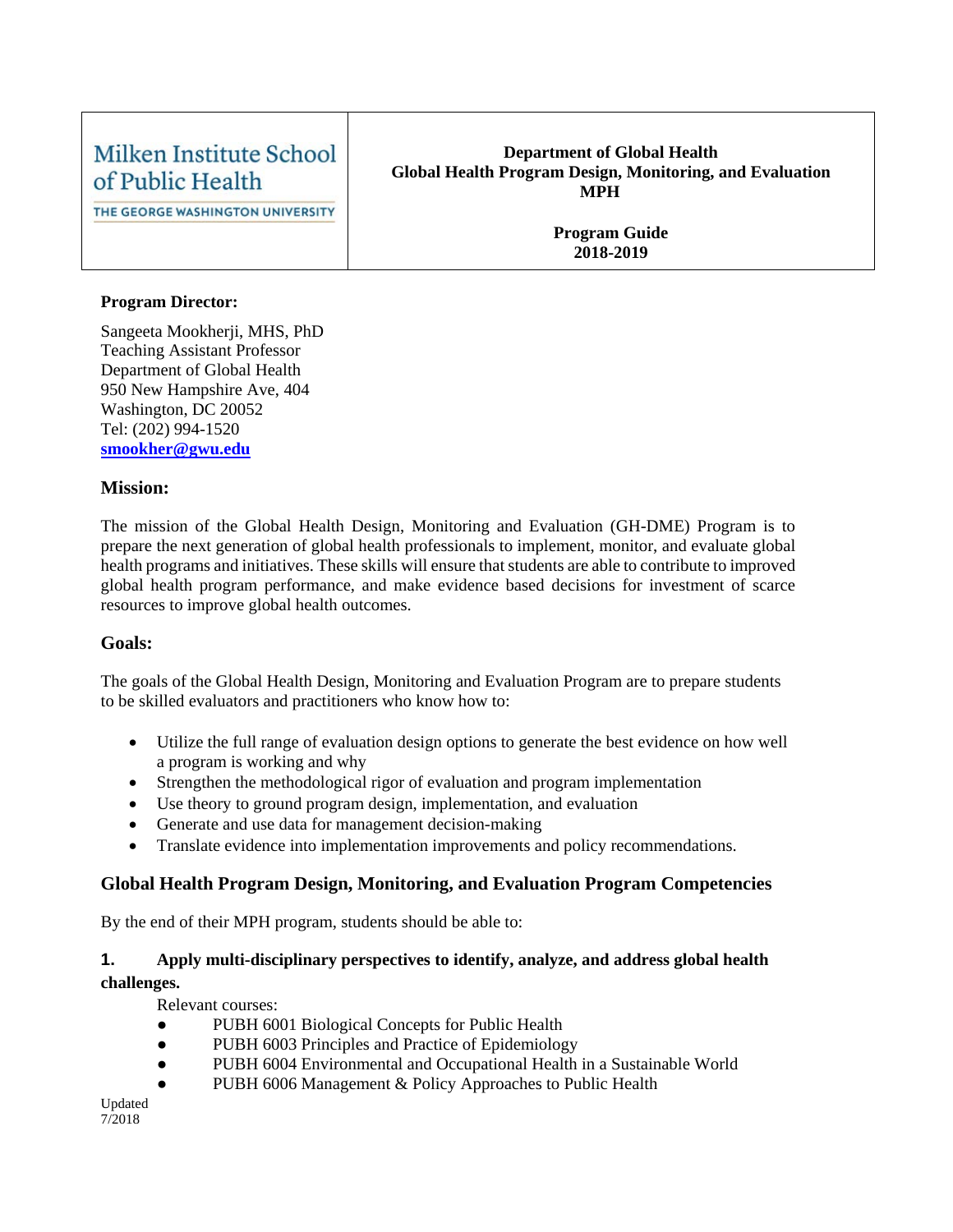| Milken Institute School of Public Health<br>THE GEORGE WASHINGTON UNIVERSITY | **Department of Global Health**<br>**Global Health Program Design, Monitoring, and Evaluation MPH**<br><br>**Program Guide**<br>**2018-2019** |
|---|---|

**Program Director:**

Sangeeta Mookherji, MHS, PhD
Teaching Assistant Professor
Department of Global Health
950 New Hampshire Ave, 404
Washington, DC 20052
Tel: (202) 994-1520
**smookher@gwu.edu**

## Mission:

The mission of the Global Health Design, Monitoring and Evaluation (GH-DME) Program is to prepare the next generation of global health professionals to implement, monitor, and evaluate global health programs and initiatives. These skills will ensure that students are able to contribute to improved global health program performance, and make evidence based decisions for investment of scarce resources to improve global health outcomes.

## Goals:

The goals of the Global Health Design, Monitoring and Evaluation Program are to prepare students to be skilled evaluators and practitioners who know how to:

- Utilize the full range of evaluation design options to generate the best evidence on how well a program is working and why
- Strengthen the methodological rigor of evaluation and program implementation
- Use theory to ground program design, implementation, and evaluation
- Generate and use data for management decision-making
- Translate evidence into implementation improvements and policy recommendations.

## Global Health Program Design, Monitoring, and Evaluation Program Competencies

By the end of their MPH program, students should be able to:

### 1. Apply multi-disciplinary perspectives to identify, analyze, and address global health challenges.

Relevant courses:

- PUBH 6001 Biological Concepts for Public Health
- PUBH 6003 Principles and Practice of Epidemiology
- PUBH 6004 Environmental and Occupational Health in a Sustainable World
- PUBH 6006 Management & Policy Approaches to Public Health

Updated 7/2018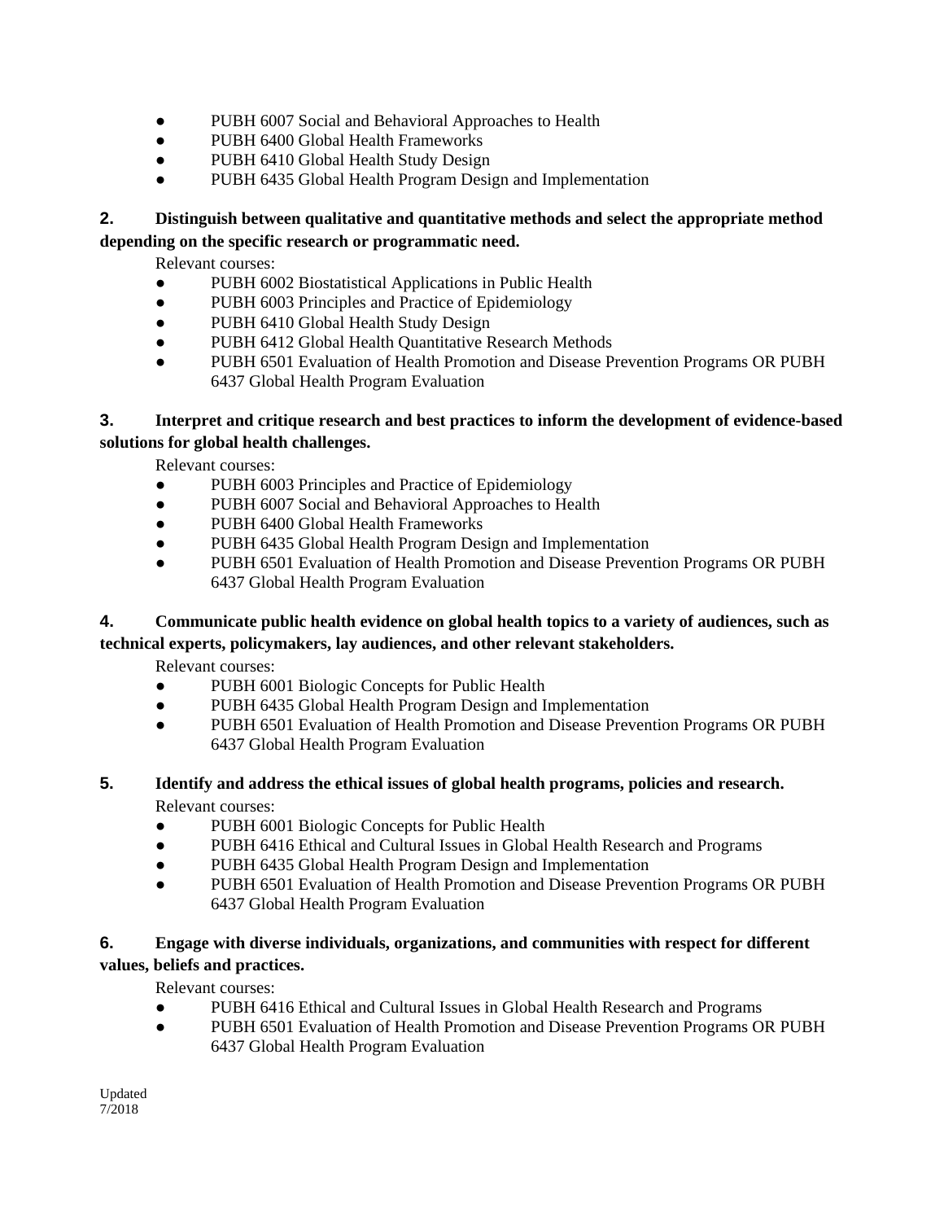- PUBH 6007 Social and Behavioral Approaches to Health
- PUBH 6400 Global Health Frameworks
- PUBH 6410 Global Health Study Design
- PUBH 6435 Global Health Program Design and Implementation

**2. Distinguish between qualitative and quantitative methods and select the appropriate method depending on the specific research or programmatic need.**

Relevant courses:

- PUBH 6002 Biostatistical Applications in Public Health
- PUBH 6003 Principles and Practice of Epidemiology
- PUBH 6410 Global Health Study Design
- PUBH 6412 Global Health Quantitative Research Methods
- PUBH 6501 Evaluation of Health Promotion and Disease Prevention Programs OR PUBH 6437 Global Health Program Evaluation

**3. Interpret and critique research and best practices to inform the development of evidence-based solutions for global health challenges.**

Relevant courses:

- PUBH 6003 Principles and Practice of Epidemiology
- PUBH 6007 Social and Behavioral Approaches to Health
- PUBH 6400 Global Health Frameworks
- PUBH 6435 Global Health Program Design and Implementation
- PUBH 6501 Evaluation of Health Promotion and Disease Prevention Programs OR PUBH 6437 Global Health Program Evaluation

**4. Communicate public health evidence on global health topics to a variety of audiences, such as technical experts, policymakers, lay audiences, and other relevant stakeholders.**

Relevant courses:

- PUBH 6001 Biologic Concepts for Public Health
- PUBH 6435 Global Health Program Design and Implementation
- PUBH 6501 Evaluation of Health Promotion and Disease Prevention Programs OR PUBH 6437 Global Health Program Evaluation

**5. Identify and address the ethical issues of global health programs, policies and research.**

Relevant courses:

- PUBH 6001 Biologic Concepts for Public Health
- PUBH 6416 Ethical and Cultural Issues in Global Health Research and Programs
- PUBH 6435 Global Health Program Design and Implementation
- PUBH 6501 Evaluation of Health Promotion and Disease Prevention Programs OR PUBH 6437 Global Health Program Evaluation

**6. Engage with diverse individuals, organizations, and communities with respect for different values, beliefs and practices.**

Relevant courses:

- PUBH 6416 Ethical and Cultural Issues in Global Health Research and Programs
- PUBH 6501 Evaluation of Health Promotion and Disease Prevention Programs OR PUBH 6437 Global Health Program Evaluation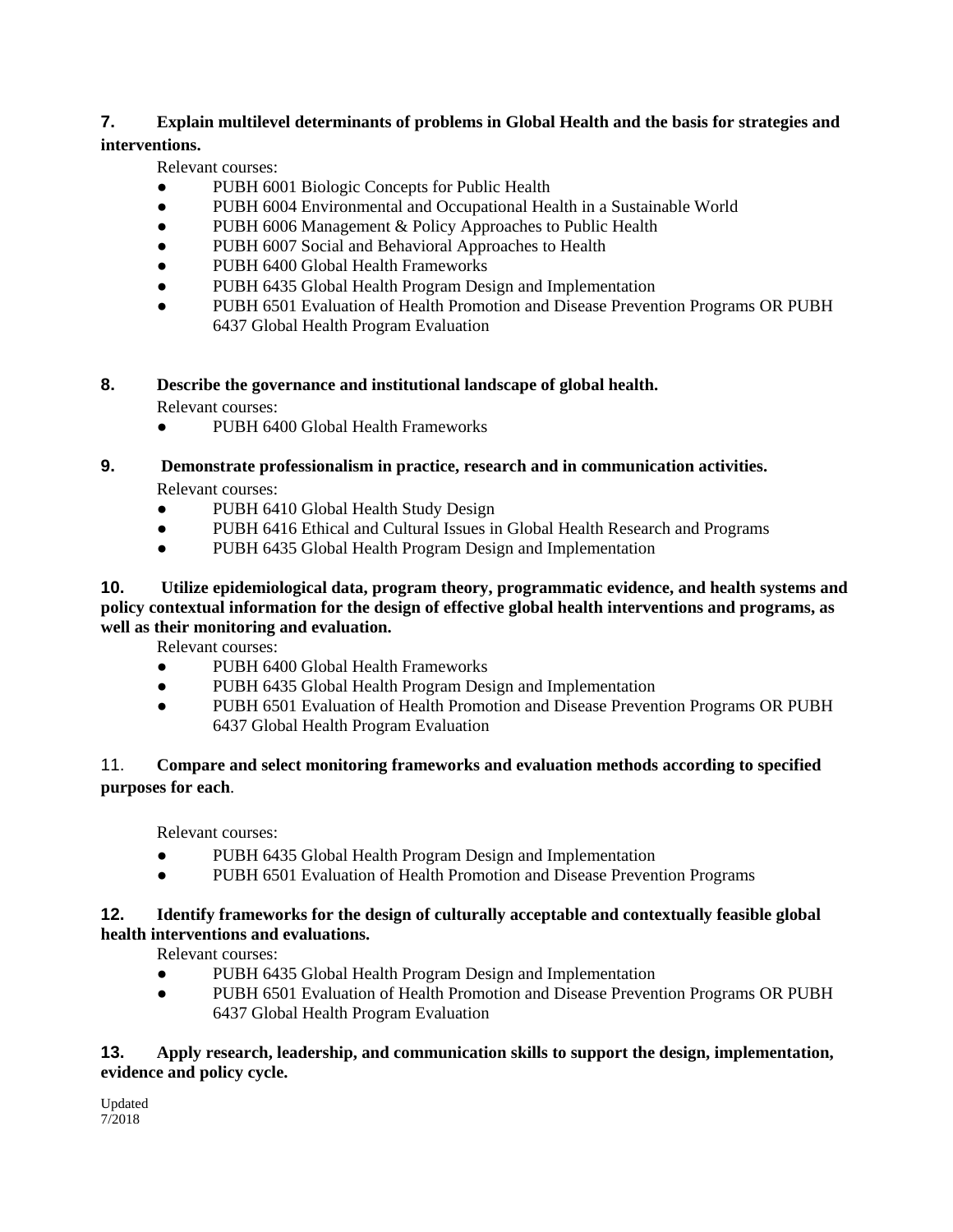**7. Explain multilevel determinants of problems in Global Health and the basis for strategies and interventions.**

Relevant courses:

- PUBH 6001 Biologic Concepts for Public Health
- PUBH 6004 Environmental and Occupational Health in a Sustainable World
- PUBH 6006 Management & Policy Approaches to Public Health
- PUBH 6007 Social and Behavioral Approaches to Health
- PUBH 6400 Global Health Frameworks
- PUBH 6435 Global Health Program Design and Implementation
- PUBH 6501 Evaluation of Health Promotion and Disease Prevention Programs OR PUBH 6437 Global Health Program Evaluation

**8. Describe the governance and institutional landscape of global health.**

Relevant courses:

- PUBH 6400 Global Health Frameworks

**9. Demonstrate professionalism in practice, research and in communication activities.**

Relevant courses:

- PUBH 6410 Global Health Study Design
- PUBH 6416 Ethical and Cultural Issues in Global Health Research and Programs
- PUBH 6435 Global Health Program Design and Implementation

**10. Utilize epidemiological data, program theory, programmatic evidence, and health systems and policy contextual information for the design of effective global health interventions and programs, as well as their monitoring and evaluation.**

Relevant courses:

- PUBH 6400 Global Health Frameworks
- PUBH 6435 Global Health Program Design and Implementation
- PUBH 6501 Evaluation of Health Promotion and Disease Prevention Programs OR PUBH 6437 Global Health Program Evaluation

11. **Compare and select monitoring frameworks and evaluation methods according to specified purposes for each**.

Relevant courses:

- PUBH 6435 Global Health Program Design and Implementation
- PUBH 6501 Evaluation of Health Promotion and Disease Prevention Programs

**12. Identify frameworks for the design of culturally acceptable and contextually feasible global health interventions and evaluations.**

Relevant courses:

- PUBH 6435 Global Health Program Design and Implementation
- PUBH 6501 Evaluation of Health Promotion and Disease Prevention Programs OR PUBH 6437 Global Health Program Evaluation

**13. Apply research, leadership, and communication skills to support the design, implementation, evidence and policy cycle.**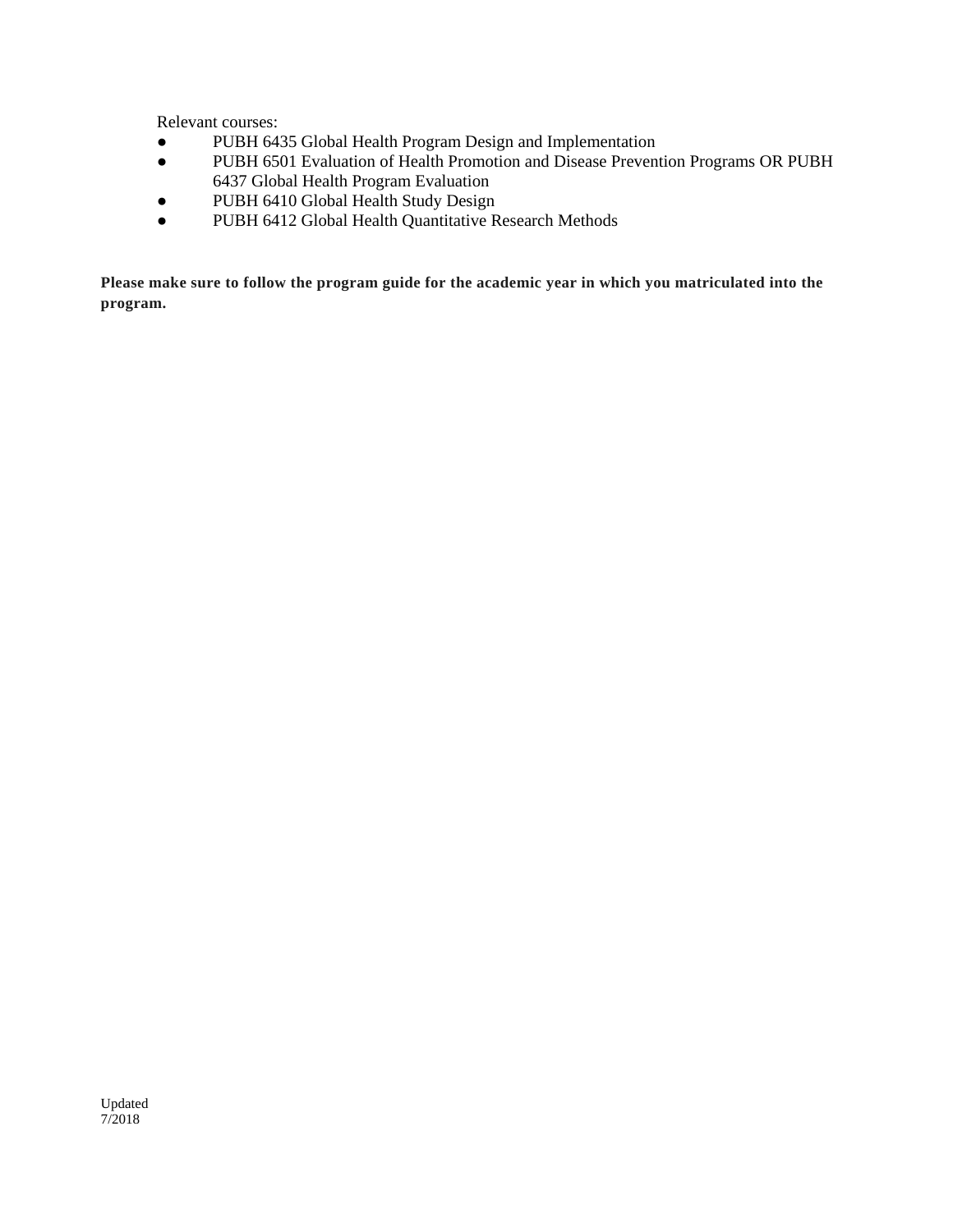Relevant courses:

- PUBH 6435 Global Health Program Design and Implementation
- PUBH 6501 Evaluation of Health Promotion and Disease Prevention Programs OR PUBH 6437 Global Health Program Evaluation
- PUBH 6410 Global Health Study Design
- PUBH 6412 Global Health Quantitative Research Methods

**Please make sure to follow the program guide for the academic year in which you matriculated into the program.**

Updated 7/2018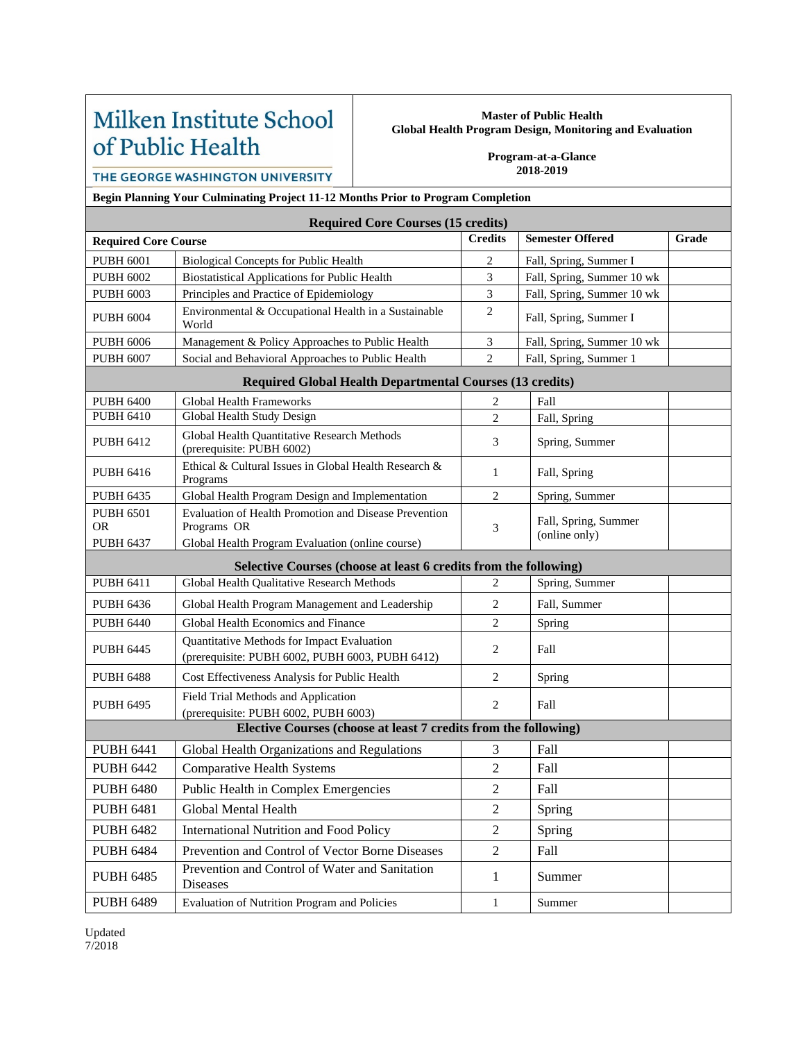# Milken Institute School of Public Health

THE GEORGE WASHINGTON UNIVERSITY

**Master of Public Health**
**Global Health Program Design, Monitoring and Evaluation**

**Program-at-a-Glance**
**2018-2019**

**Begin Planning Your Culminating Project 11-12 Months Prior to Program Completion**

| Required Core Courses (15 credits) | | | | |
|---|---|---|---|---|
| **Required Core Course** | | **Credits** | **Semester Offered** | **Grade** |
| PUBH 6001 | Biological Concepts for Public Health | 2 | Fall, Spring, Summer I | |
| PUBH 6002 | Biostatistical Applications for Public Health | 3 | Fall, Spring, Summer 10 wk | |
| PUBH 6003 | Principles and Practice of Epidemiology | 3 | Fall, Spring, Summer 10 wk | |
| PUBH 6004 | Environmental & Occupational Health in a Sustainable World | 2 | Fall, Spring, Summer I | |
| PUBH 6006 | Management & Policy Approaches to Public Health | 3 | Fall, Spring, Summer 10 wk | |
| PUBH 6007 | Social and Behavioral Approaches to Public Health | 2 | Fall, Spring, Summer 1 | |
| **Required Global Health Departmental Courses (13 credits)** | | | | |
| PUBH 6400 | Global Health Frameworks | 2 | Fall | |
| PUBH 6410 | Global Health Study Design | 2 | Fall, Spring | |
| PUBH 6412 | Global Health Quantitative Research Methods (prerequisite: PUBH 6002) | 3 | Spring, Summer | |
| PUBH 6416 | Ethical & Cultural Issues in Global Health Research & Programs | 1 | Fall, Spring | |
| PUBH 6435 | Global Health Program Design and Implementation | 2 | Spring, Summer | |
| PUBH 6501 OR PUBH 6437 | Evaluation of Health Promotion and Disease Prevention Programs OR Global Health Program Evaluation (online course) | 3 | Fall, Spring, Summer (online only) | |
| **Selective Courses (choose at least 6 credits from the following)** | | | | |
| PUBH 6411 | Global Health Qualitative Research Methods | 2 | Spring, Summer | |
| PUBH 6436 | Global Health Program Management and Leadership | 2 | Fall, Summer | |
| PUBH 6440 | Global Health Economics and Finance | 2 | Spring | |
| PUBH 6445 | Quantitative Methods for Impact Evaluation (prerequisite: PUBH 6002, PUBH 6003, PUBH 6412) | 2 | Fall | |
| PUBH 6488 | Cost Effectiveness Analysis for Public Health | 2 | Spring | |
| PUBH 6495 | Field Trial Methods and Application (prerequisite: PUBH 6002, PUBH 6003) | 2 | Fall | |
| **Elective Courses (choose at least 7 credits from the following)** | | | | |
| PUBH 6441 | Global Health Organizations and Regulations | 3 | Fall | |
| PUBH 6442 | Comparative Health Systems | 2 | Fall | |
| PUBH 6480 | Public Health in Complex Emergencies | 2 | Fall | |
| PUBH 6481 | Global Mental Health | 2 | Spring | |
| PUBH 6482 | International Nutrition and Food Policy | 2 | Spring | |
| PUBH 6484 | Prevention and Control of Vector Borne Diseases | 2 | Fall | |
| PUBH 6485 | Prevention and Control of Water and Sanitation Diseases | 1 | Summer | |
| PUBH 6489 | Evaluation of Nutrition Program and Policies | 1 | Summer | |

Updated
7/2018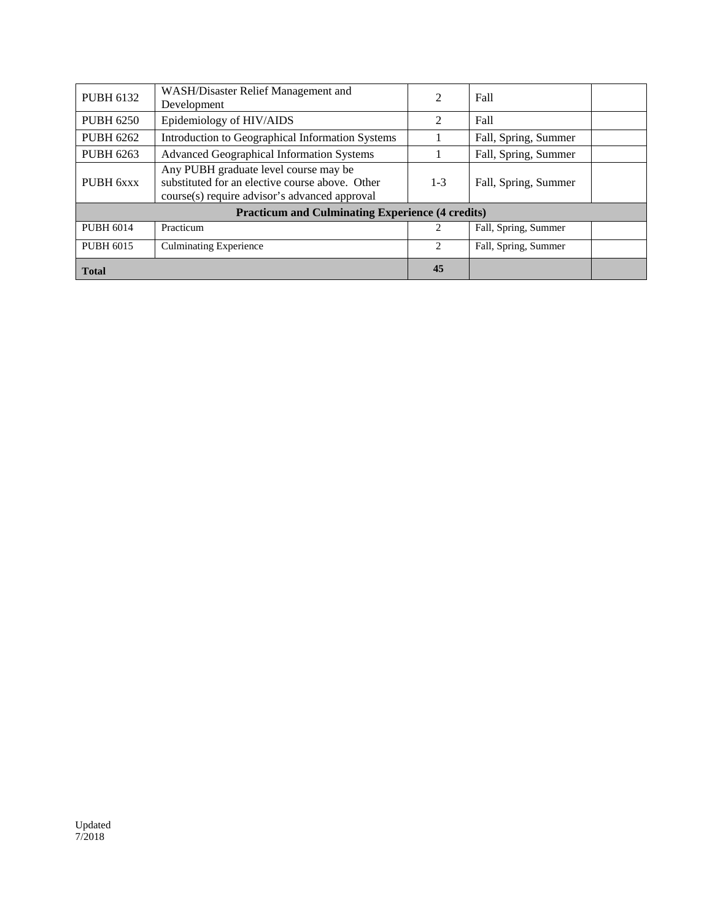| | | | | |
|---|---|---|---|---|
| PUBH 6132 | WASH/Disaster Relief Management and Development | 2 | Fall | |
| PUBH 6250 | Epidemiology of HIV/AIDS | 2 | Fall | |
| PUBH 6262 | Introduction to Geographical Information Systems | 1 | Fall, Spring, Summer | |
| PUBH 6263 | Advanced Geographical Information Systems | 1 | Fall, Spring, Summer | |
| PUBH 6xxx | Any PUBH graduate level course may be substituted for an elective course above. Other course(s) require advisor's advanced approval | 1-3 | Fall, Spring, Summer | |
| **Practicum and Culminating Experience (4 credits)** | | | | |
| PUBH 6014 | Practicum | 2 | Fall, Spring, Summer | |
| PUBH 6015 | Culminating Experience | 2 | Fall, Spring, Summer | |
| **Total** | | **45** | | |

Updated
7/2018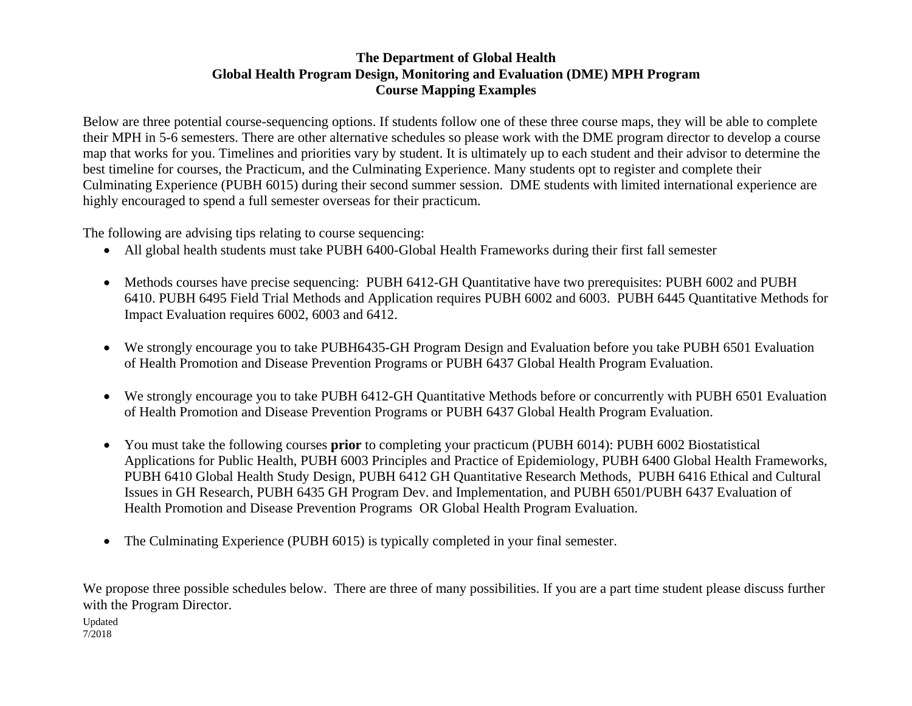# The Department of Global Health
## Global Health Program Design, Monitoring and Evaluation (DME) MPH Program
### Course Mapping Examples

Below are three potential course-sequencing options. If students follow one of these three course maps, they will be able to complete their MPH in 5-6 semesters. There are other alternative schedules so please work with the DME program director to develop a course map that works for you. Timelines and priorities vary by student. It is ultimately up to each student and their advisor to determine the best timeline for courses, the Practicum, and the Culminating Experience. Many students opt to register and complete their Culminating Experience (PUBH 6015) during their second summer session. DME students with limited international experience are highly encouraged to spend a full semester overseas for their practicum.

The following are advising tips relating to course sequencing:

- All global health students must take PUBH 6400-Global Health Frameworks during their first fall semester
- Methods courses have precise sequencing: PUBH 6412-GH Quantitative have two prerequisites: PUBH 6002 and PUBH 6410. PUBH 6495 Field Trial Methods and Application requires PUBH 6002 and 6003. PUBH 6445 Quantitative Methods for Impact Evaluation requires 6002, 6003 and 6412.
- We strongly encourage you to take PUBH6435-GH Program Design and Evaluation before you take PUBH 6501 Evaluation of Health Promotion and Disease Prevention Programs or PUBH 6437 Global Health Program Evaluation.
- We strongly encourage you to take PUBH 6412-GH Quantitative Methods before or concurrently with PUBH 6501 Evaluation of Health Promotion and Disease Prevention Programs or PUBH 6437 Global Health Program Evaluation.
- You must take the following courses **prior** to completing your practicum (PUBH 6014): PUBH 6002 Biostatistical Applications for Public Health, PUBH 6003 Principles and Practice of Epidemiology, PUBH 6400 Global Health Frameworks, PUBH 6410 Global Health Study Design, PUBH 6412 GH Quantitative Research Methods, PUBH 6416 Ethical and Cultural Issues in GH Research, PUBH 6435 GH Program Dev. and Implementation, and PUBH 6501/PUBH 6437 Evaluation of Health Promotion and Disease Prevention Programs OR Global Health Program Evaluation.
- The Culminating Experience (PUBH 6015) is typically completed in your final semester.

We propose three possible schedules below. There are three of many possibilities. If you are a part time student please discuss further with the Program Director.

Updated 7/2018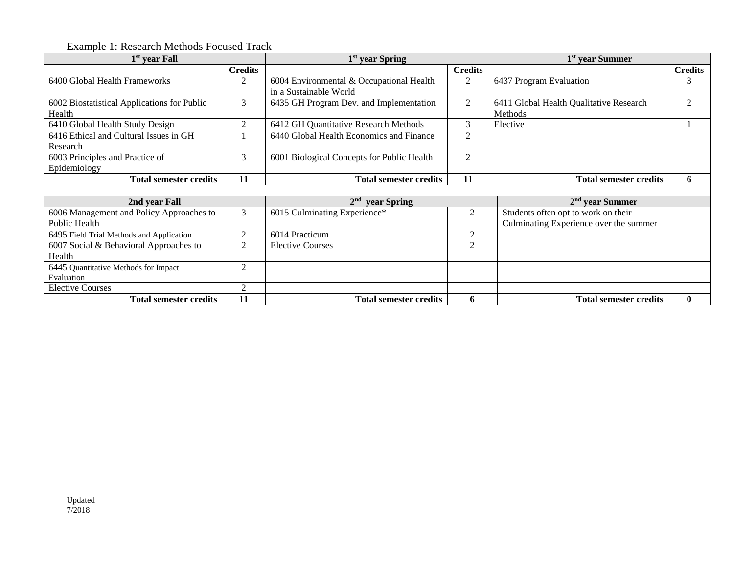Example 1: Research Methods Focused Track

| 1st year Fall | | 1st year Spring | | 1st year Summer | |
|---|---|---|---|---|---|
| | **Credits** | | **Credits** | | **Credits** |
| 6400 Global Health Frameworks | 2 | 6004 Environmental & Occupational Health in a Sustainable World | 2 | 6437 Program Evaluation | 3 |
| 6002 Biostatistical Applications for Public Health | 3 | 6435 GH Program Dev. and Implementation | 2 | 6411 Global Health Qualitative Research Methods | 2 |
| 6410 Global Health Study Design | 2 | 6412 GH Quantitative Research Methods | 3 | Elective | 1 |
| 6416 Ethical and Cultural Issues in GH Research | 1 | 6440 Global Health Economics and Finance | 2 | | |
| 6003 Principles and Practice of Epidemiology | 3 | 6001 Biological Concepts for Public Health | 2 | | |
| **Total semester credits** | **11** | **Total semester credits** | **11** | **Total semester credits** | **6** |

| 2nd year Fall | | 2nd year Spring | | 2nd year Summer | |
|---|---|---|---|---|---|
| 6006 Management and Policy Approaches to Public Health | 3 | 6015 Culminating Experience* | 2 | Students often opt to work on their Culminating Experience over the summer | |
| 6495 Field Trial Methods and Application | 2 | 6014 Practicum | 2 | | |
| 6007 Social & Behavioral Approaches to Health | 2 | Elective Courses | 2 | | |
| 6445 Quantitative Methods for Impact Evaluation | 2 | | | | |
| Elective Courses | 2 | | | | |
| **Total semester credits** | **11** | **Total semester credits** | **6** | **Total semester credits** | **0** |

Updated
7/2018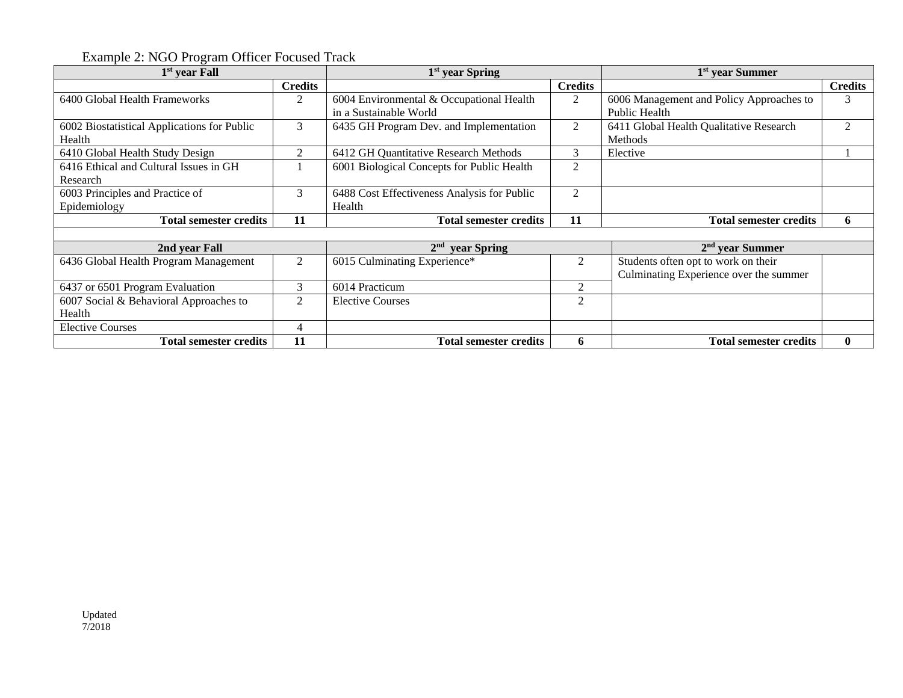Example 2: NGO Program Officer Focused Track

| 1st year Fall | | 1st year Spring | | 1st year Summer | |
|---|---|---|---|---|---|
| | **Credits** | | **Credits** | | **Credits** |
| 6400 Global Health Frameworks | 2 | 6004 Environmental & Occupational Health in a Sustainable World | 2 | 6006 Management and Policy Approaches to Public Health | 3 |
| 6002 Biostatistical Applications for Public Health | 3 | 6435 GH Program Dev. and Implementation | 2 | 6411 Global Health Qualitative Research Methods | 2 |
| 6410 Global Health Study Design | 2 | 6412 GH Quantitative Research Methods | 3 | Elective | 1 |
| 6416 Ethical and Cultural Issues in GH Research | 1 | 6001 Biological Concepts for Public Health | 2 | | |
| 6003 Principles and Practice of Epidemiology | 3 | 6488 Cost Effectiveness Analysis for Public Health | 2 | | |
| **Total semester credits** | **11** | **Total semester credits** | **11** | **Total semester credits** | **6** |

| 2nd year Fall | | 2nd year Spring | | 2nd year Summer | |
|---|---|---|---|---|---|
| 6436 Global Health Program Management | 2 | 6015 Culminating Experience* | 2 | Students often opt to work on their Culminating Experience over the summer | |
| 6437 or 6501 Program Evaluation | 3 | 6014 Practicum | 2 | | |
| 6007 Social & Behavioral Approaches to Health | 2 | Elective Courses | 2 | | |
| Elective Courses | 4 | | | | |
| **Total semester credits** | **11** | **Total semester credits** | **6** | **Total semester credits** | **0** |

Updated 7/2018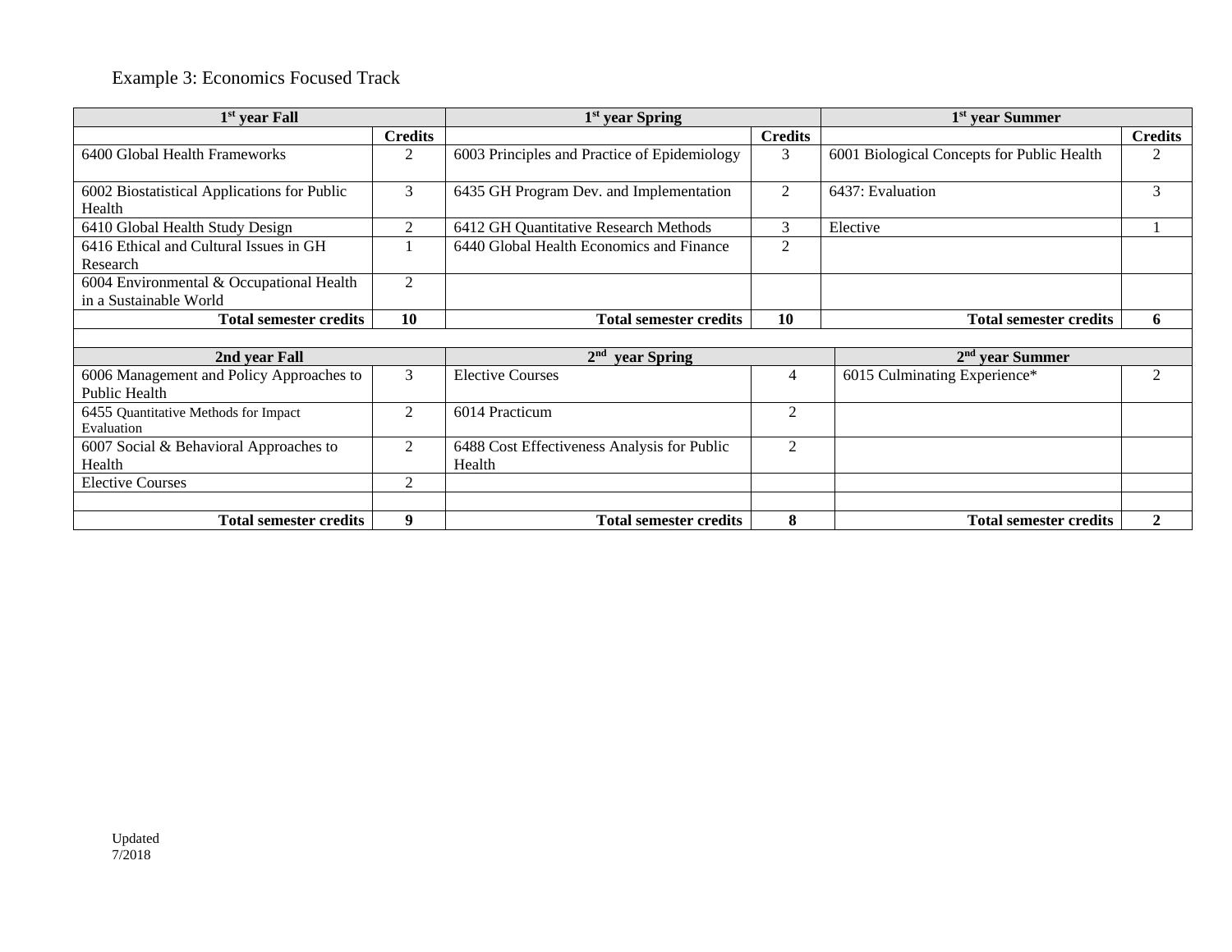Example 3: Economics Focused Track

| 1st year Fall | | 1st year Spring | | 1st year Summer | |
|---|---|---|---|---|---|
| | **Credits** | | **Credits** | | **Credits** |
| 6400 Global Health Frameworks | 2 | 6003 Principles and Practice of Epidemiology | 3 | 6001 Biological Concepts for Public Health | 2 |
| 6002 Biostatistical Applications for Public Health | 3 | 6435 GH Program Dev. and Implementation | 2 | 6437: Evaluation | 3 |
| 6410 Global Health Study Design | 2 | 6412 GH Quantitative Research Methods | 3 | Elective | 1 |
| 6416 Ethical and Cultural Issues in GH Research | 1 | 6440 Global Health Economics and Finance | 2 | | |
| 6004 Environmental & Occupational Health in a Sustainable World | 2 | | | | |
| **Total semester credits** | **10** | **Total semester credits** | **10** | **Total semester credits** | **6** |

| 2nd year Fall | | 2nd year Spring | | 2nd year Summer | |
|---|---|---|---|---|---|
| 6006 Management and Policy Approaches to Public Health | 3 | Elective Courses | 4 | 6015 Culminating Experience* | 2 |
| 6455 Quantitative Methods for Impact Evaluation | 2 | 6014 Practicum | 2 | | |
| 6007 Social & Behavioral Approaches to Health | 2 | 6488 Cost Effectiveness Analysis for Public Health | 2 | | |
| Elective Courses | 2 | | | | |
| | | | | | |
| **Total semester credits** | **9** | **Total semester credits** | **8** | **Total semester credits** | **2** |

Updated 7/2018